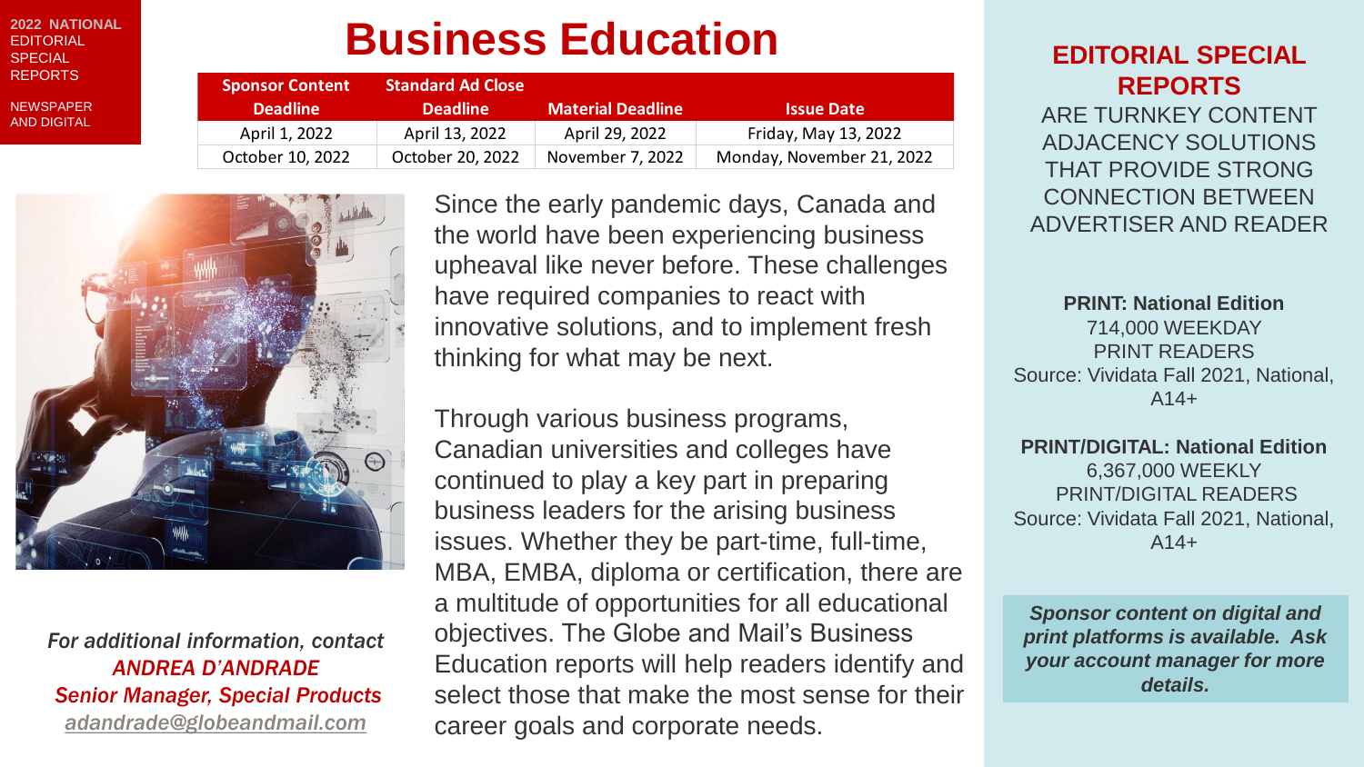2022 **NATIONAL** EDITORIAL SPECIAL REPORTS

NEWSPAPER AND DIGITAL

# Business Education

| Sponsor Content Deadline | Standard Ad Close Deadline | Material Deadline | Issue Date |
| --- | --- | --- | --- |
| April 1, 2022 | April 13, 2022 | April 29, 2022 | Friday, May 13, 2022 |
| October 10, 2022 | October 20, 2022 | November 7, 2022 | Monday, November 21, 2022 |

Since the early pandemic days, Canada and the world have been experiencing business upheaval like never before. These challenges have required companies to react with innovative solutions, and to implement fresh thinking for what may be next.

Through various business programs, Canadian universities and colleges have continued to play a key part in preparing business leaders for the arising business issues. Whether they be part-time, full-time, MBA, EMBA, diploma or certification, there are a multitude of opportunities for all educational objectives. The Globe and Mail's Business Education reports will help readers identify and select those that make the most sense for their career goals and corporate needs.

*For additional information, contact*
*ANDREA D'ANDRADE*
*Senior Manager, Special Products*
*adandrade@globeandmail.com*

## EDITORIAL SPECIAL REPORTS

ARE TURNKEY CONTENT ADJACENCY SOLUTIONS THAT PROVIDE STRONG CONNECTION BETWEEN ADVERTISER AND READER

**PRINT: National Edition**
714,000 WEEKDAY PRINT READERS
Source: Vividata Fall 2021, National, A14+

**PRINT/DIGITAL: National Edition**
6,367,000 WEEKLY PRINT/DIGITAL READERS
Source: Vividata Fall 2021, National, A14+

***Sponsor content on digital and print platforms is available. Ask your account manager for more details.***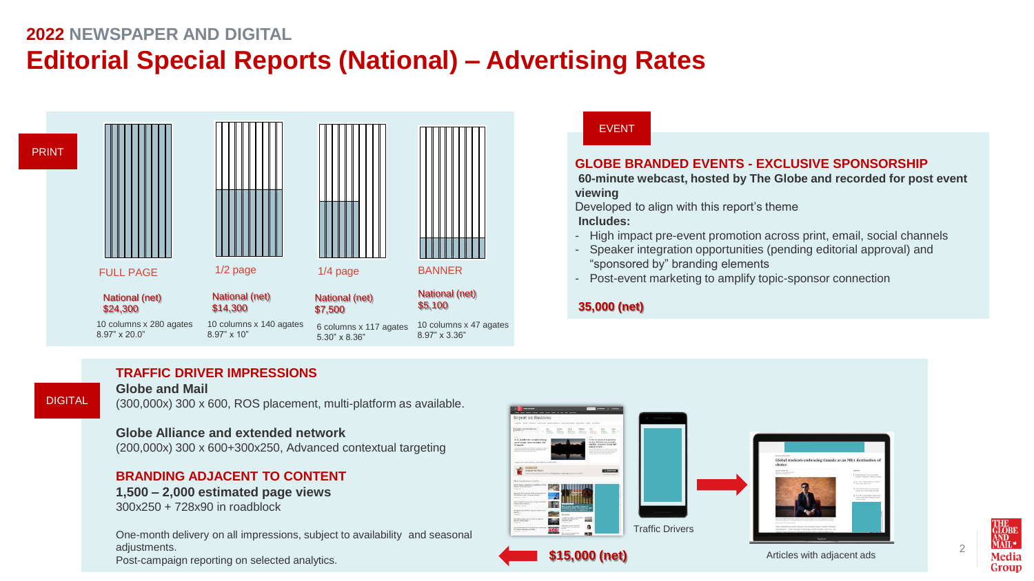## 2022 NEWSPAPER AND DIGITAL

# Editorial Special Reports (National) – Advertising Rates

### PRINT

| FULL PAGE | 1/2 page | 1/4 page | BANNER |
|---|---|---|---|
| National (net) $24,300 | National (net) $14,300 | National (net) $7,500 | National (net) $5,100 |
| 10 columns x 280 agates 8.97" x 20.0" | 10 columns x 140 agates 8.97" x 10" | 6 columns x 117 agates 5.30" x 8.36" | 10 columns x 47 agates 8.97" x 3.36" |

### EVENT

**GLOBE BRANDED EVENTS - EXCLUSIVE SPONSORSHIP**

**60-minute webcast, hosted by The Globe and recorded for post event viewing**

Developed to align with this report's theme

**Includes:**

- High impact pre-event promotion across print, email, social channels
- Speaker integration opportunities (pending editorial approval) and "sponsored by" branding elements
- Post-event marketing to amplify topic-sponsor connection

**35,000 (net)**

### DIGITAL

**TRAFFIC DRIVER IMPRESSIONS**

**Globe and Mail**
(300,000x) 300 x 600, ROS placement, multi-platform as available.

**Globe Alliance and extended network**
(200,000x) 300 x 600+300x250, Advanced contextual targeting

**BRANDING ADJACENT TO CONTENT**

**1,500 – 2,000 estimated page views**
300x250 + 728x90 in roadblock

One-month delivery on all impressions, subject to availability and seasonal adjustments.
Post-campaign reporting on selected analytics.

Traffic Drivers

Articles with adjacent ads

**$15,000 (net)**